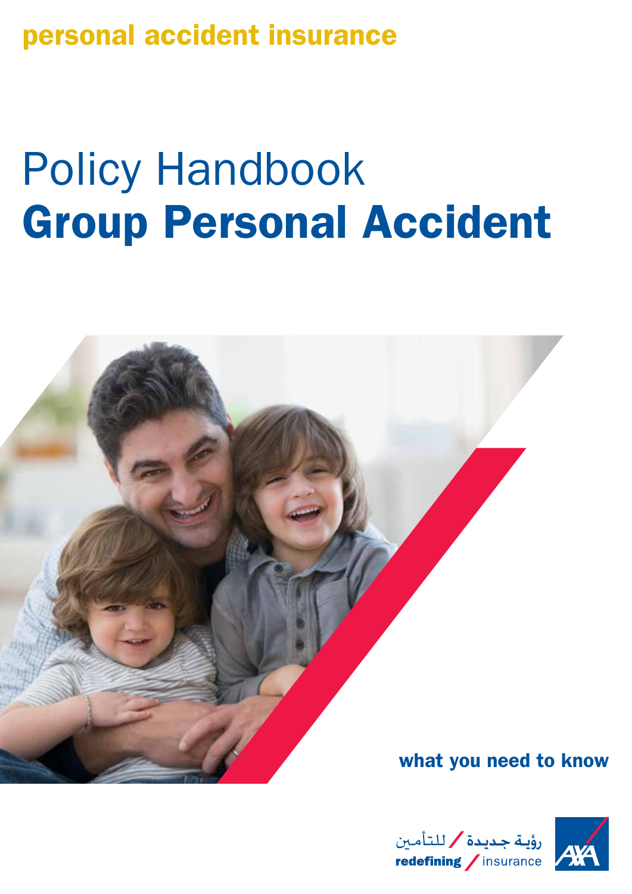personal accident insurance

# Policy Handbook
# **Group Personal Accident**

**what you need to know**

رؤية جديدة / للتأمين

**redefining** / insurance

AXA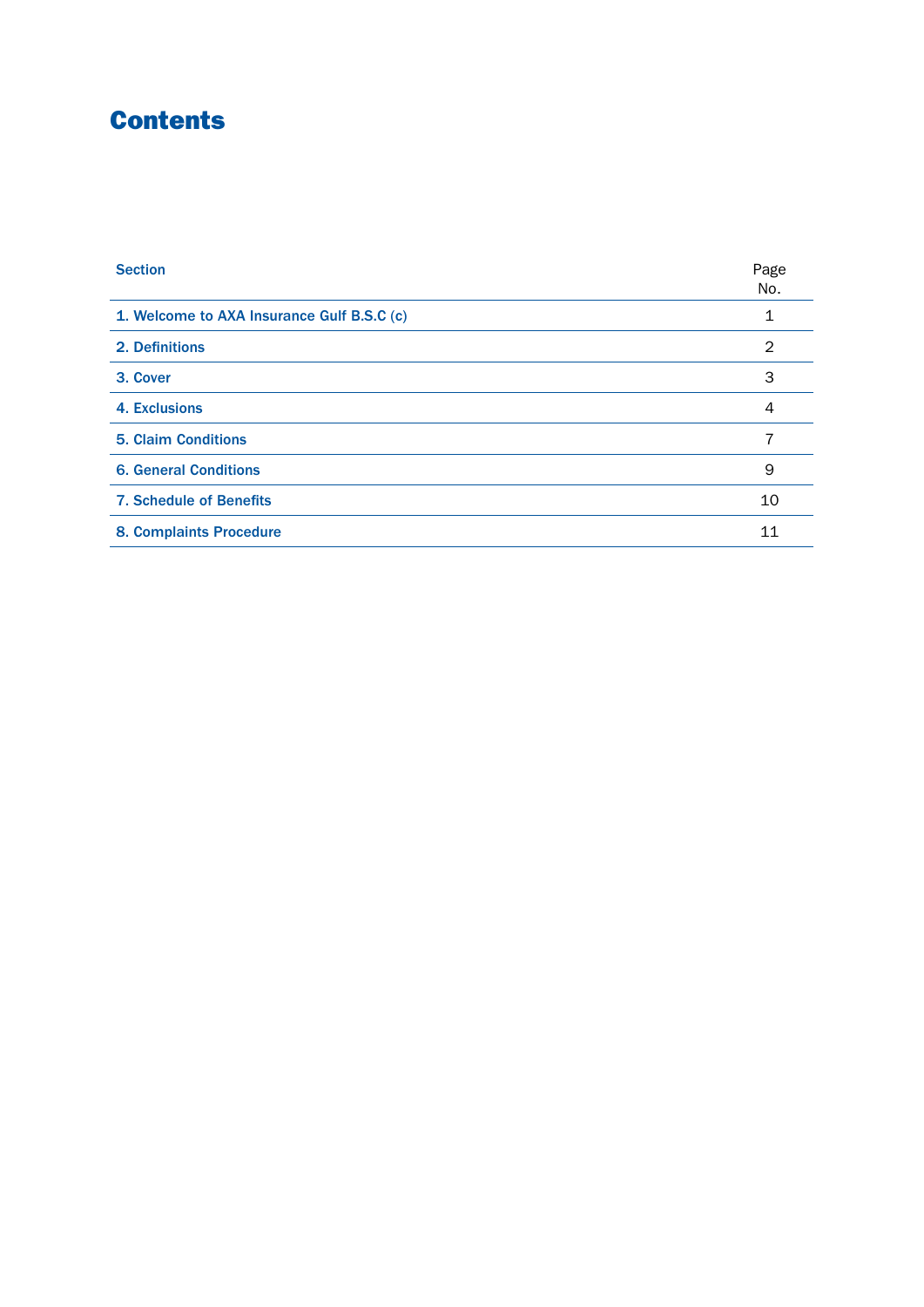# Contents

| Section | Page No. |
| --- | --- |
| 1. Welcome to AXA Insurance Gulf B.S.C (c) | 1 |
| 2. Definitions | 2 |
| 3. Cover | 3 |
| 4. Exclusions | 4 |
| 5. Claim Conditions | 7 |
| 6. General Conditions | 9 |
| 7. Schedule of Benefits | 10 |
| 8. Complaints Procedure | 11 |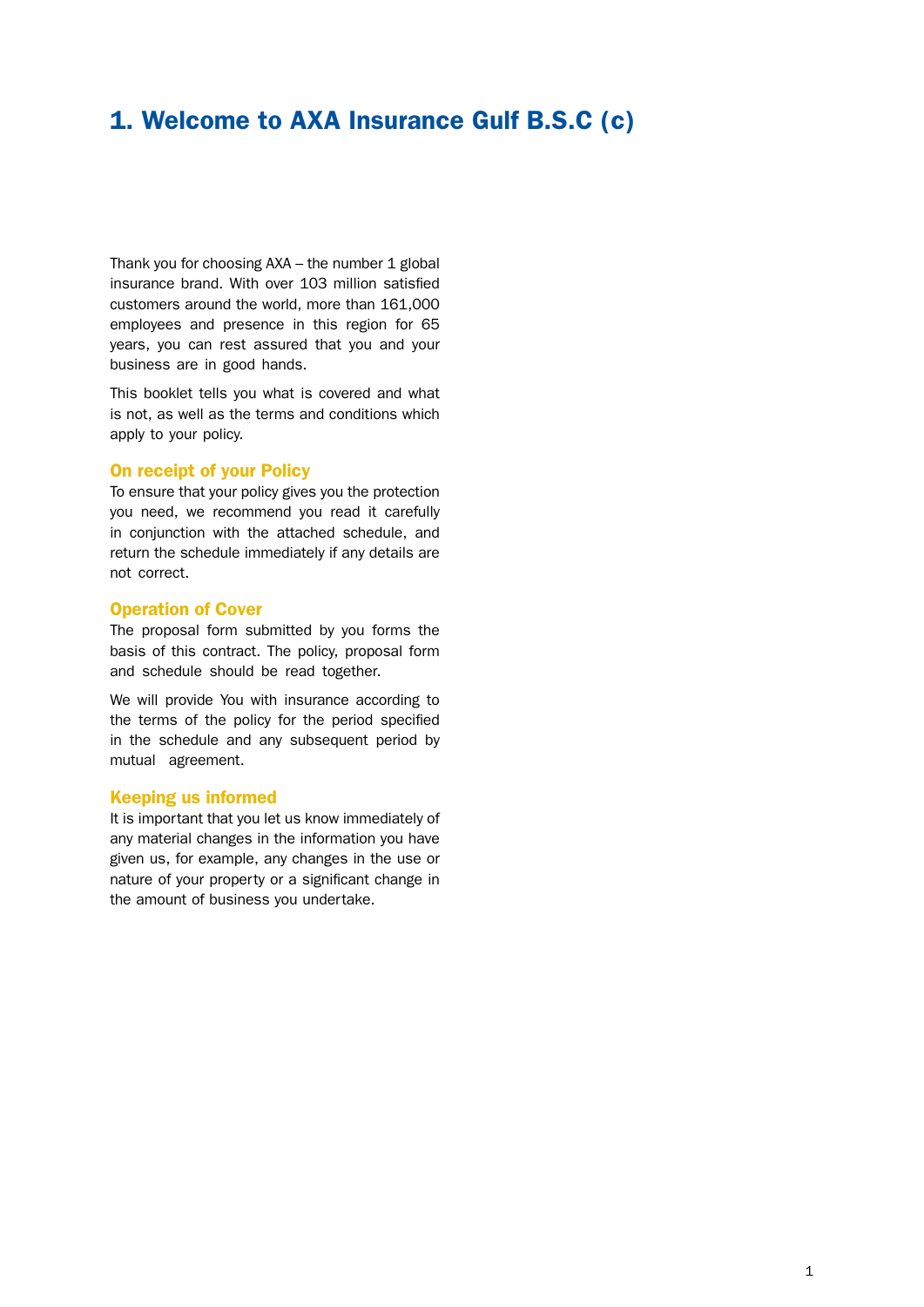# 1. Welcome to AXA Insurance Gulf B.S.C (c)

Thank you for choosing AXA – the number 1 global insurance brand. With over 103 million satisfied customers around the world, more than 161,000 employees and presence in this region for 65 years, you can rest assured that you and your business are in good hands.

This booklet tells you what is covered and what is not, as well as the terms and conditions which apply to your policy.

### On receipt of your Policy

To ensure that your policy gives you the protection you need, we recommend you read it carefully in conjunction with the attached schedule, and return the schedule immediately if any details are not correct.

### Operation of Cover

The proposal form submitted by you forms the basis of this contract. The policy, proposal form and schedule should be read together.

We will provide You with insurance according to the terms of the policy for the period specified in the schedule and any subsequent period by mutual agreement.

### Keeping us informed

It is important that you let us know immediately of any material changes in the information you have given us, for example, any changes in the use or nature of your property or a significant change in the amount of business you undertake.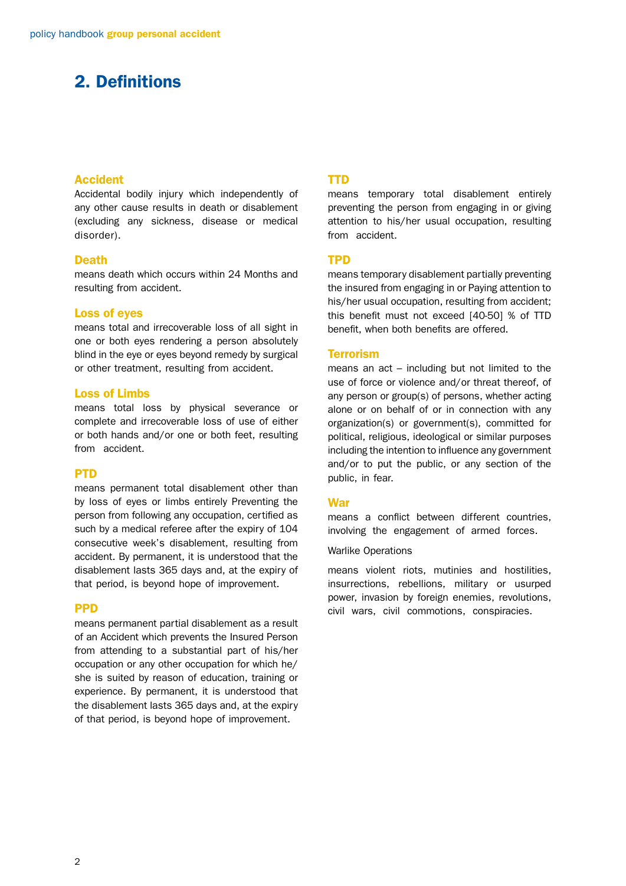## 2. Definitions

### Accident

Accidental bodily injury which independently of any other cause results in death or disablement (excluding any sickness, disease or medical disorder).

### Death

means death which occurs within 24 Months and resulting from accident.

### Loss of eyes

means total and irrecoverable loss of all sight in one or both eyes rendering a person absolutely blind in the eye or eyes beyond remedy by surgical or other treatment, resulting from accident.

### Loss of Limbs

means total loss by physical severance or complete and irrecoverable loss of use of either or both hands and/or one or both feet, resulting from accident.

### PTD

means permanent total disablement other than by loss of eyes or limbs entirely Preventing the person from following any occupation, certified as such by a medical referee after the expiry of 104 consecutive week's disablement, resulting from accident. By permanent, it is understood that the disablement lasts 365 days and, at the expiry of that period, is beyond hope of improvement.

### PPD

means permanent partial disablement as a result of an Accident which prevents the Insured Person from attending to a substantial part of his/her occupation or any other occupation for which he/she is suited by reason of education, training or experience. By permanent, it is understood that the disablement lasts 365 days and, at the expiry of that period, is beyond hope of improvement.

### TTD

means temporary total disablement entirely preventing the person from engaging in or giving attention to his/her usual occupation, resulting from accident.

### TPD

means temporary disablement partially preventing the insured from engaging in or Paying attention to his/her usual occupation, resulting from accident; this benefit must not exceed [40-50] % of TTD benefit, when both benefits are offered.

### Terrorism

means an act – including but not limited to the use of force or violence and/or threat thereof, of any person or group(s) of persons, whether acting alone or on behalf of or in connection with any organization(s) or government(s), committed for political, religious, ideological or similar purposes including the intention to influence any government and/or to put the public, or any section of the public, in fear.

### War

means a conflict between different countries, involving the engagement of armed forces.

Warlike Operations

means violent riots, mutinies and hostilities, insurrections, rebellions, military or usurped power, invasion by foreign enemies, revolutions, civil wars, civil commotions, conspiracies.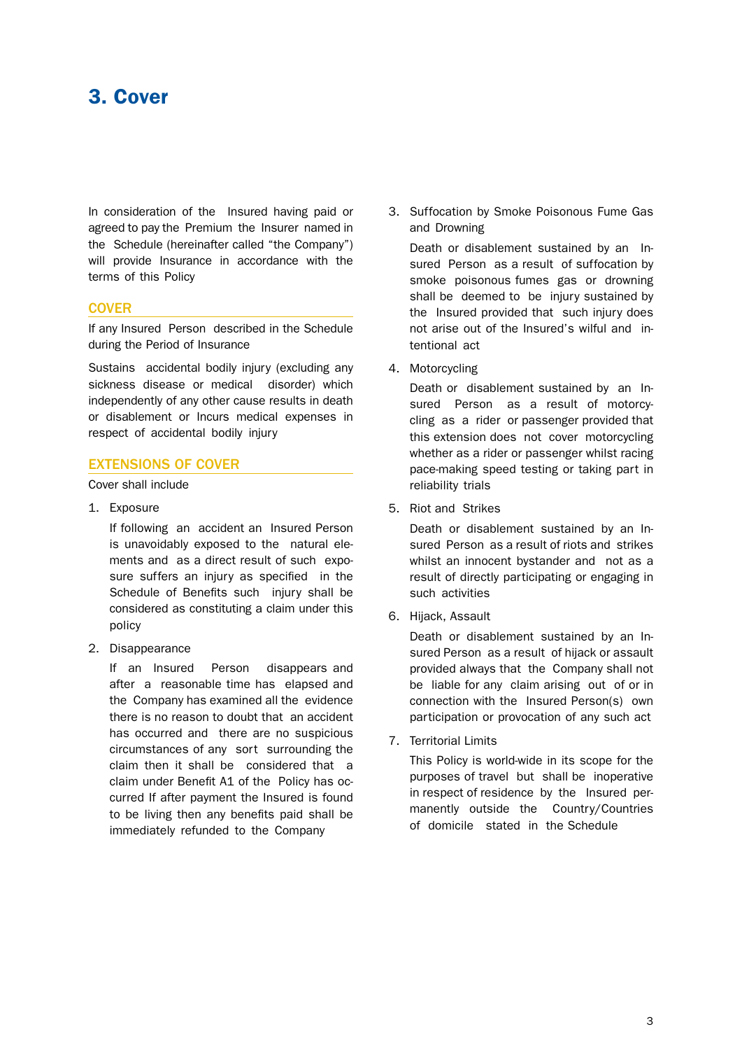# 3. Cover

In consideration of the Insured having paid or agreed to pay the Premium the Insurer named in the Schedule (hereinafter called "the Company") will provide Insurance in accordance with the terms of this Policy

## COVER

If any Insured Person described in the Schedule during the Period of Insurance

Sustains accidental bodily injury (excluding any sickness disease or medical disorder) which independently of any other cause results in death or disablement or Incurs medical expenses in respect of accidental bodily injury

## EXTENSIONS OF COVER

Cover shall include

1. Exposure

   If following an accident an Insured Person is unavoidably exposed to the natural elements and as a direct result of such exposure suffers an injury as specified in the Schedule of Benefits such injury shall be considered as constituting a claim under this policy

2. Disappearance

   If an Insured Person disappears and after a reasonable time has elapsed and the Company has examined all the evidence there is no reason to doubt that an accident has occurred and there are no suspicious circumstances of any sort surrounding the claim then it shall be considered that a claim under Benefit A1 of the Policy has occurred If after payment the Insured is found to be living then any benefits paid shall be immediately refunded to the Company

3. Suffocation by Smoke Poisonous Fume Gas and Drowning

   Death or disablement sustained by an Insured Person as a result of suffocation by smoke poisonous fumes gas or drowning shall be deemed to be injury sustained by the Insured provided that such injury does not arise out of the Insured's wilful and intentional act

4. Motorcycling

   Death or disablement sustained by an Insured Person as a result of motorcycling as a rider or passenger provided that this extension does not cover motorcycling whether as a rider or passenger whilst racing pace-making speed testing or taking part in reliability trials

5. Riot and Strikes

   Death or disablement sustained by an Insured Person as a result of riots and strikes whilst an innocent bystander and not as a result of directly participating or engaging in such activities

6. Hijack, Assault

   Death or disablement sustained by an Insured Person as a result of hijack or assault provided always that the Company shall not be liable for any claim arising out of or in connection with the Insured Person(s) own participation or provocation of any such act

7. Territorial Limits

   This Policy is world-wide in its scope for the purposes of travel but shall be inoperative in respect of residence by the Insured permanently outside the Country/Countries of domicile stated in the Schedule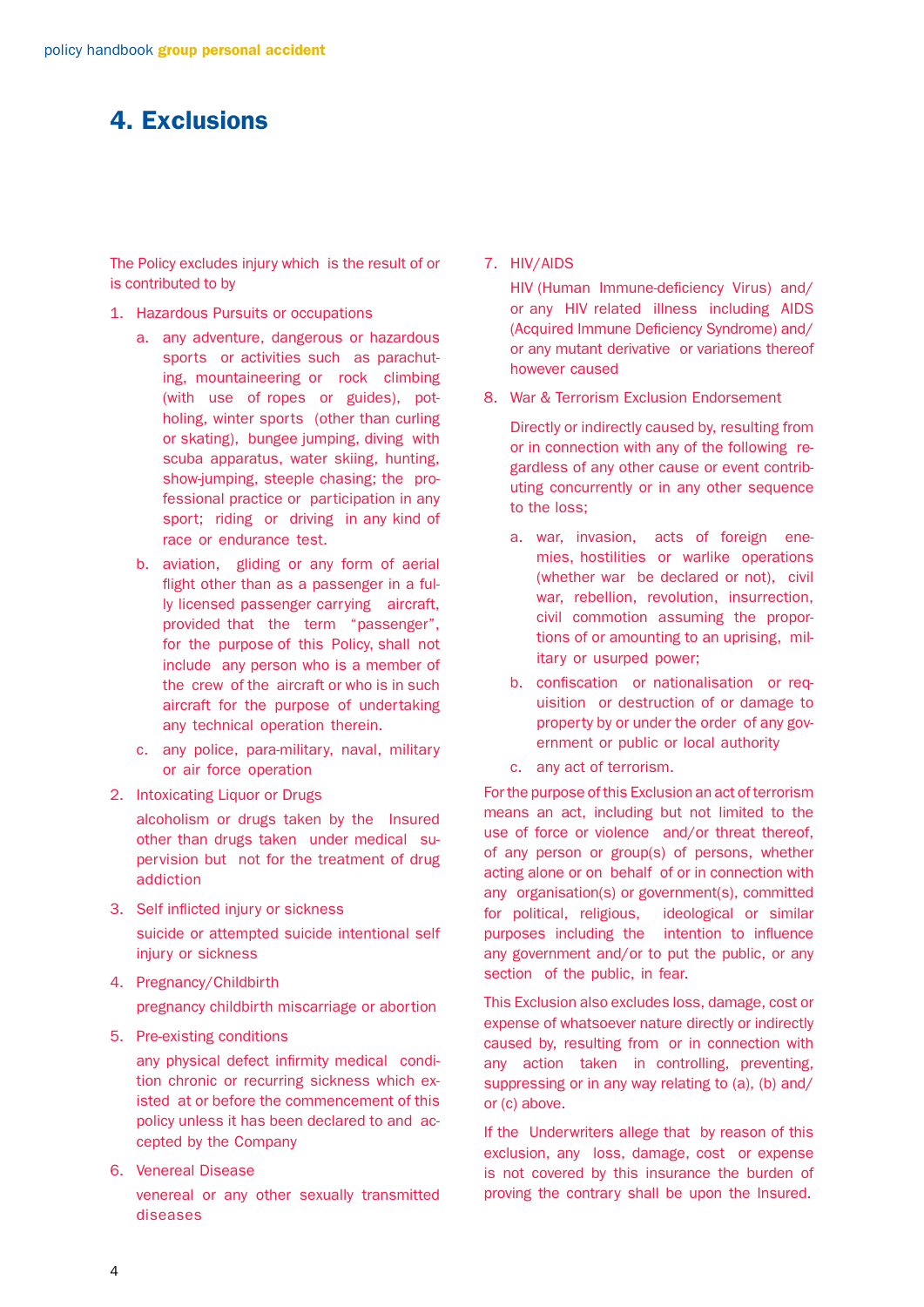# 4. Exclusions

The Policy excludes injury which is the result of or is contributed to by

1. Hazardous Pursuits or occupations
   a. any adventure, dangerous or hazardous sports or activities such as parachuting, mountaineering or rock climbing (with use of ropes or guides), pot-holing, winter sports (other than curling or skating), bungee jumping, diving with scuba apparatus, water skiing, hunting, show-jumping, steeple chasing; the professional practice or participation in any sport; riding or driving in any kind of race or endurance test.
   b. aviation, gliding or any form of aerial flight other than as a passenger in a fully licensed passenger carrying aircraft, provided that the term "passenger", for the purpose of this Policy, shall not include any person who is a member of the crew of the aircraft or who is in such aircraft for the purpose of undertaking any technical operation therein.
   c. any police, para-military, naval, military or air force operation
2. Intoxicating Liquor or Drugs

   alcoholism or drugs taken by the Insured other than drugs taken under medical supervision but not for the treatment of drug addiction
3. Self inflicted injury or sickness

   suicide or attempted suicide intentional self injury or sickness
4. Pregnancy/Childbirth

   pregnancy childbirth miscarriage or abortion
5. Pre-existing conditions

   any physical defect infirmity medical condition chronic or recurring sickness which existed at or before the commencement of this policy unless it has been declared to and accepted by the Company
6. Venereal Disease

   venereal or any other sexually transmitted diseases
7. HIV/AIDS

   HIV (Human Immune-deficiency Virus) and/or any HIV related illness including AIDS (Acquired Immune Deficiency Syndrome) and/or any mutant derivative or variations thereof however caused
8. War & Terrorism Exclusion Endorsement

   Directly or indirectly caused by, resulting from or in connection with any of the following regardless of any other cause or event contributing concurrently or in any other sequence to the loss;
   a. war, invasion, acts of foreign enemies, hostilities or warlike operations (whether war be declared or not), civil war, rebellion, revolution, insurrection, civil commotion assuming the proportions of or amounting to an uprising, military or usurped power;
   b. confiscation or nationalisation or requisition or destruction of or damage to property by or under the order of any government or public or local authority
   c. any act of terrorism.

For the purpose of this Exclusion an act of terrorism means an act, including but not limited to the use of force or violence and/or threat thereof, of any person or group(s) of persons, whether acting alone or on behalf of or in connection with any organisation(s) or government(s), committed for political, religious, ideological or similar purposes including the intention to influence any government and/or to put the public, or any section of the public, in fear.

This Exclusion also excludes loss, damage, cost or expense of whatsoever nature directly or indirectly caused by, resulting from or in connection with any action taken in controlling, preventing, suppressing or in any way relating to (a), (b) and/or (c) above.

If the Underwriters allege that by reason of this exclusion, any loss, damage, cost or expense is not covered by this insurance the burden of proving the contrary shall be upon the Insured.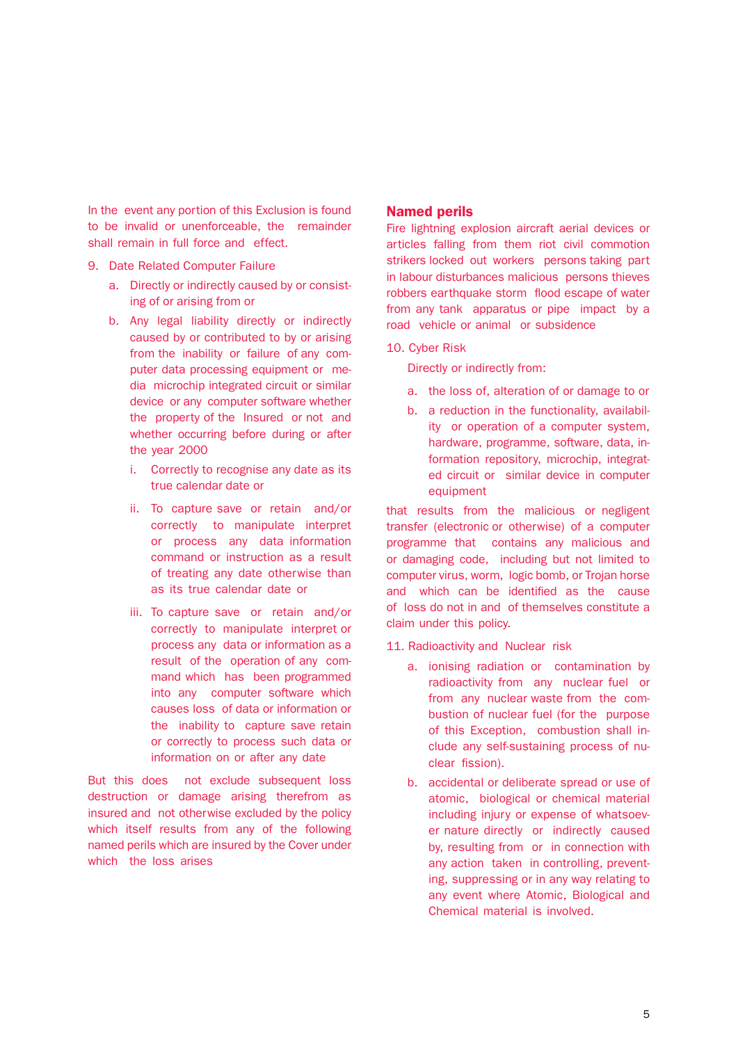In the event any portion of this Exclusion is found to be invalid or unenforceable, the remainder shall remain in full force and effect.

9. Date Related Computer Failure
   a. Directly or indirectly caused by or consisting of or arising from or
   b. Any legal liability directly or indirectly caused by or contributed to by or arising from the inability or failure of any computer data processing equipment or media microchip integrated circuit or similar device or any computer software whether the property of the Insured or not and whether occurring before during or after the year 2000
      i. Correctly to recognise any date as its true calendar date or
      ii. To capture save or retain and/or correctly to manipulate interpret or process any data information command or instruction as a result of treating any date otherwise than as its true calendar date or
      iii. To capture save or retain and/or correctly to manipulate interpret or process any data or information as a result of the operation of any command which has been programmed into any computer software which causes loss of data or information or the inability to capture save retain or correctly to process such data or information on or after any date

But this does not exclude subsequent loss destruction or damage arising therefrom as insured and not otherwise excluded by the policy which itself results from any of the following named perils which are insured by the Cover under which the loss arises

## Named perils

Fire lightning explosion aircraft aerial devices or articles falling from them riot civil commotion strikers locked out workers persons taking part in labour disturbances malicious persons thieves robbers earthquake storm flood escape of water from any tank apparatus or pipe impact by a road vehicle or animal or subsidence

10. Cyber Risk

    Directly or indirectly from:

    a. the loss of, alteration of or damage to or
    b. a reduction in the functionality, availability or operation of a computer system, hardware, programme, software, data, information repository, microchip, integrated circuit or similar device in computer equipment

that results from the malicious or negligent transfer (electronic or otherwise) of a computer programme that contains any malicious and or damaging code, including but not limited to computer virus, worm, logic bomb, or Trojan horse and which can be identified as the cause of loss do not in and of themselves constitute a claim under this policy.

11. Radioactivity and Nuclear risk
    a. ionising radiation or contamination by radioactivity from any nuclear fuel or from any nuclear waste from the combustion of nuclear fuel (for the purpose of this Exception, combustion shall include any self-sustaining process of nuclear fission).
    b. accidental or deliberate spread or use of atomic, biological or chemical material including injury or expense of whatsoever nature directly or indirectly caused by, resulting from or in connection with any action taken in controlling, preventing, suppressing or in any way relating to any event where Atomic, Biological and Chemical material is involved.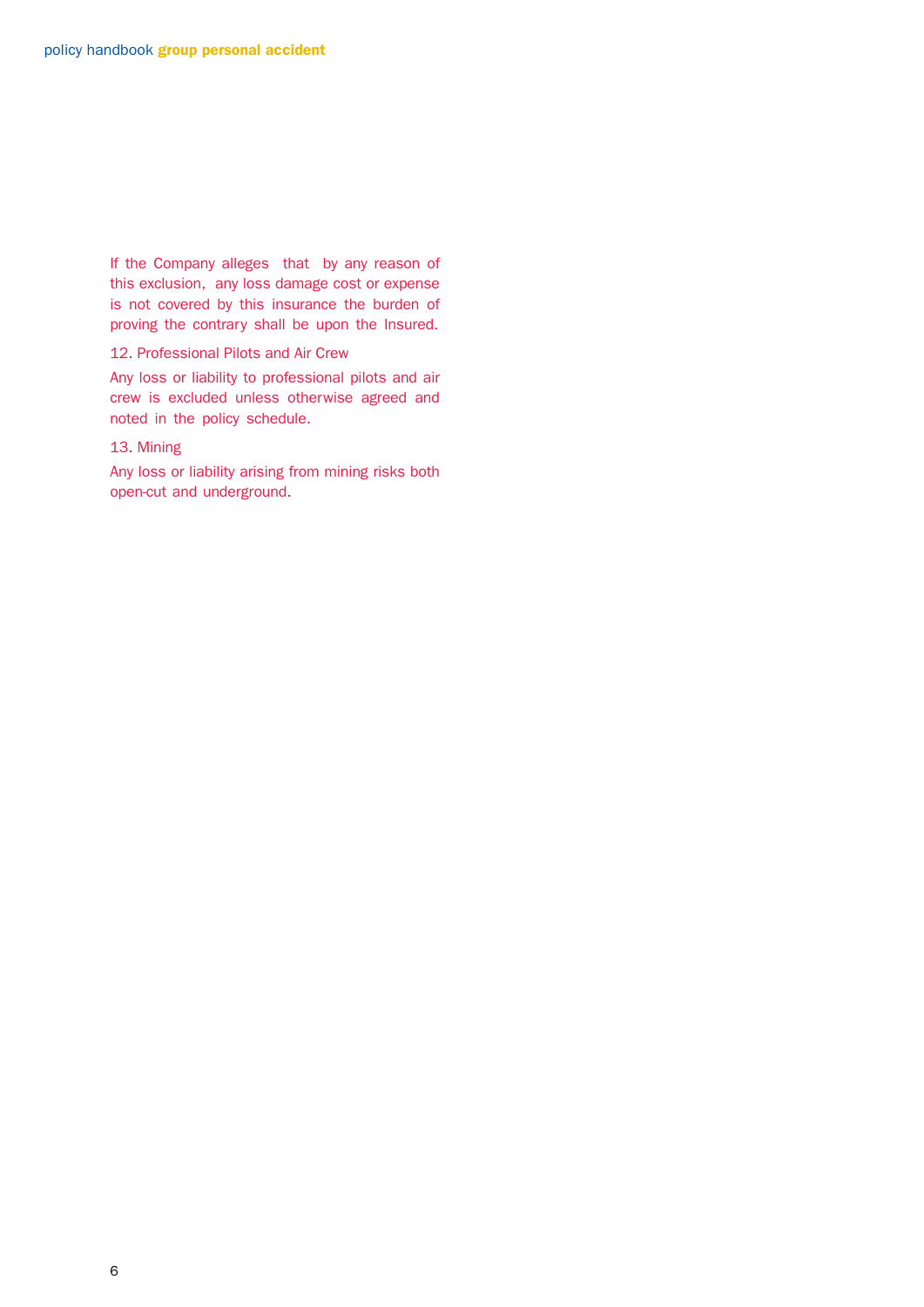If the Company alleges that by any reason of this exclusion, any loss damage cost or expense is not covered by this insurance the burden of proving the contrary shall be upon the Insured.

12. Professional Pilots and Air Crew

Any loss or liability to professional pilots and air crew is excluded unless otherwise agreed and noted in the policy schedule.

13. Mining

Any loss or liability arising from mining risks both open-cut and underground.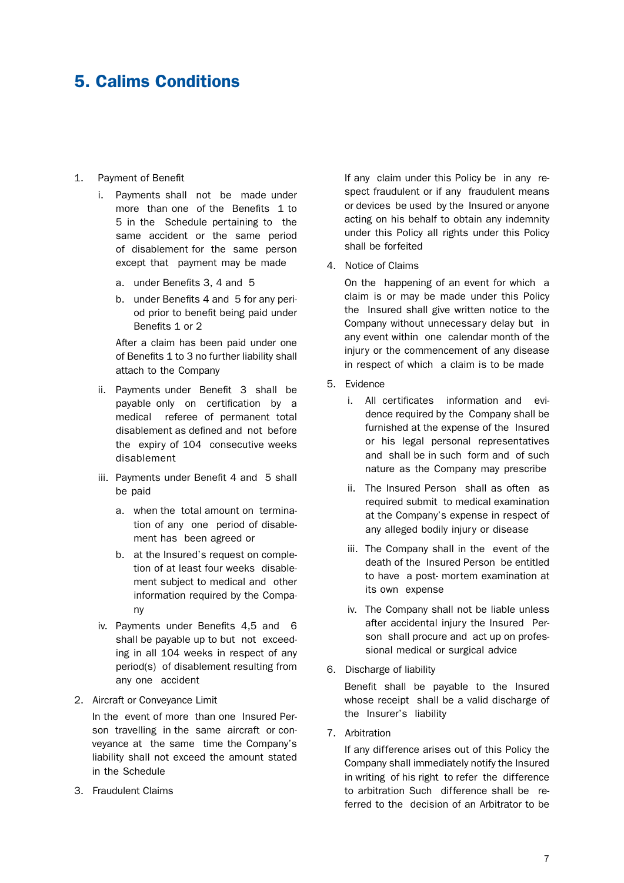# 5. Calims Conditions

1. Payment of Benefit

   i. Payments shall not be made under more than one of the Benefits 1 to 5 in the Schedule pertaining to the same accident or the same period of disablement for the same person except that payment may be made

      a. under Benefits 3, 4 and 5

      b. under Benefits 4 and 5 for any period prior to benefit being paid under Benefits 1 or 2

      After a claim has been paid under one of Benefits 1 to 3 no further liability shall attach to the Company

   ii. Payments under Benefit 3 shall be payable only on certification by a medical referee of permanent total disablement as defined and not before the expiry of 104 consecutive weeks disablement

   iii. Payments under Benefit 4 and 5 shall be paid

      a. when the total amount on termination of any one period of disablement has been agreed or

      b. at the Insured's request on completion of at least four weeks disablement subject to medical and other information required by the Company

   iv. Payments under Benefits 4,5 and 6 shall be payable up to but not exceeding in all 104 weeks in respect of any period(s) of disablement resulting from any one accident

2. Aircraft or Conveyance Limit

   In the event of more than one Insured Person travelling in the same aircraft or conveyance at the same time the Company's liability shall not exceed the amount stated in the Schedule

3. Fraudulent Claims

   If any claim under this Policy be in any respect fraudulent or if any fraudulent means or devices be used by the Insured or anyone acting on his behalf to obtain any indemnity under this Policy all rights under this Policy shall be forfeited

4. Notice of Claims

   On the happening of an event for which a claim is or may be made under this Policy the Insured shall give written notice to the Company without unnecessary delay but in any event within one calendar month of the injury or the commencement of any disease in respect of which a claim is to be made

5. Evidence

   i. All certificates information and evidence required by the Company shall be furnished at the expense of the Insured or his legal personal representatives and shall be in such form and of such nature as the Company may prescribe

   ii. The Insured Person shall as often as required submit to medical examination at the Company's expense in respect of any alleged bodily injury or disease

   iii. The Company shall in the event of the death of the Insured Person be entitled to have a post- mortem examination at its own expense

   iv. The Company shall not be liable unless after accidental injury the Insured Person shall procure and act up on professional medical or surgical advice

6. Discharge of liability

   Benefit shall be payable to the Insured whose receipt shall be a valid discharge of the Insurer's liability

7. Arbitration

   If any difference arises out of this Policy the Company shall immediately notify the Insured in writing of his right to refer the difference to arbitration Such difference shall be referred to the decision of an Arbitrator to be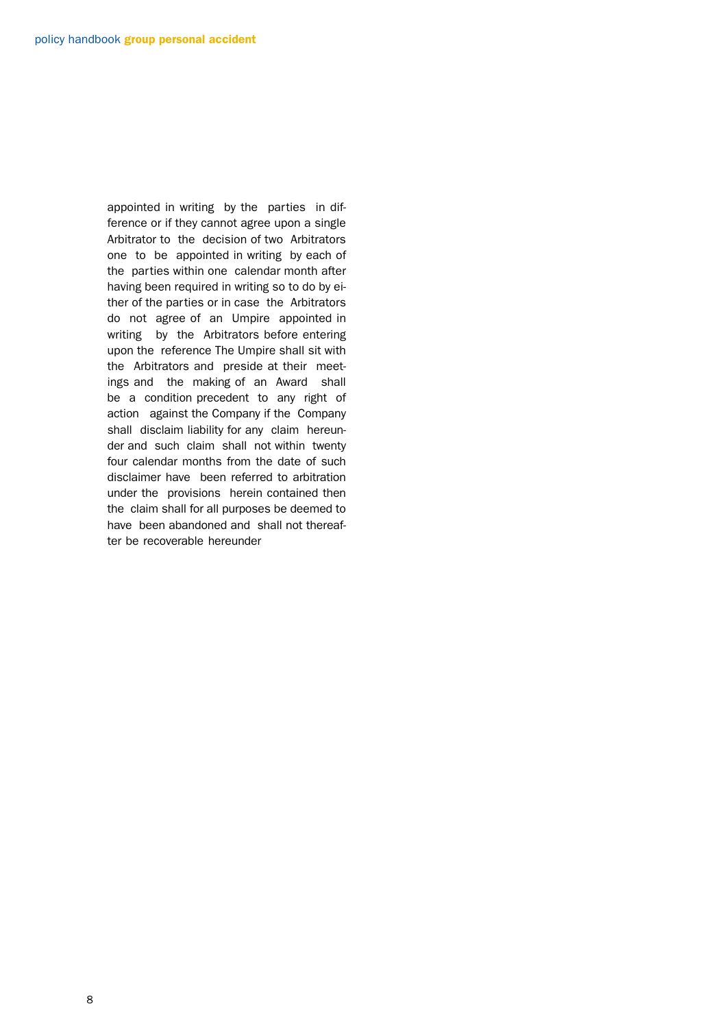appointed in writing by the parties in difference or if they cannot agree upon a single Arbitrator to the decision of two Arbitrators one to be appointed in writing by each of the parties within one calendar month after having been required in writing so to do by either of the parties or in case the Arbitrators do not agree of an Umpire appointed in writing by the Arbitrators before entering upon the reference The Umpire shall sit with the Arbitrators and preside at their meetings and the making of an Award shall be a condition precedent to any right of action against the Company if the Company shall disclaim liability for any claim hereunder and such claim shall not within twenty four calendar months from the date of such disclaimer have been referred to arbitration under the provisions herein contained then the claim shall for all purposes be deemed to have been abandoned and shall not thereafter be recoverable hereunder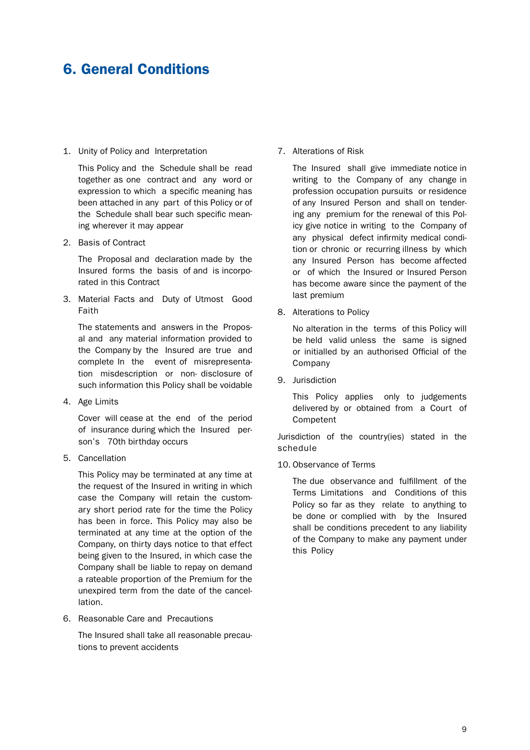# 6. General Conditions

1. Unity of Policy and Interpretation

   This Policy and the Schedule shall be read together as one contract and any word or expression to which a specific meaning has been attached in any part of this Policy or of the Schedule shall bear such specific meaning wherever it may appear

2. Basis of Contract

   The Proposal and declaration made by the Insured forms the basis of and is incorporated in this Contract

3. Material Facts and Duty of Utmost Good Faith

   The statements and answers in the Proposal and any material information provided to the Company by the Insured are true and complete In the event of misrepresentation misdescription or non- disclosure of such information this Policy shall be voidable

4. Age Limits

   Cover will cease at the end of the period of insurance during which the Insured person's 70th birthday occurs

5. Cancellation

   This Policy may be terminated at any time at the request of the Insured in writing in which case the Company will retain the customary short period rate for the time the Policy has been in force. This Policy may also be terminated at any time at the option of the Company, on thirty days notice to that effect being given to the Insured, in which case the Company shall be liable to repay on demand a rateable proportion of the Premium for the unexpired term from the date of the cancellation.

6. Reasonable Care and Precautions

   The Insured shall take all reasonable precautions to prevent accidents

7. Alterations of Risk

   The Insured shall give immediate notice in writing to the Company of any change in profession occupation pursuits or residence of any Insured Person and shall on tendering any premium for the renewal of this Policy give notice in writing to the Company of any physical defect infirmity medical condition or chronic or recurring illness by which any Insured Person has become affected or of which the Insured or Insured Person has become aware since the payment of the last premium

8. Alterations to Policy

   No alteration in the terms of this Policy will be held valid unless the same is signed or initialled by an authorised Official of the Company

9. Jurisdiction

   This Policy applies only to judgements delivered by or obtained from a Court of Competent

Jurisdiction of the country(ies) stated in the schedule

10. Observance of Terms

    The due observance and fulfillment of the Terms Limitations and Conditions of this Policy so far as they relate to anything to be done or complied with by the Insured shall be conditions precedent to any liability of the Company to make any payment under this Policy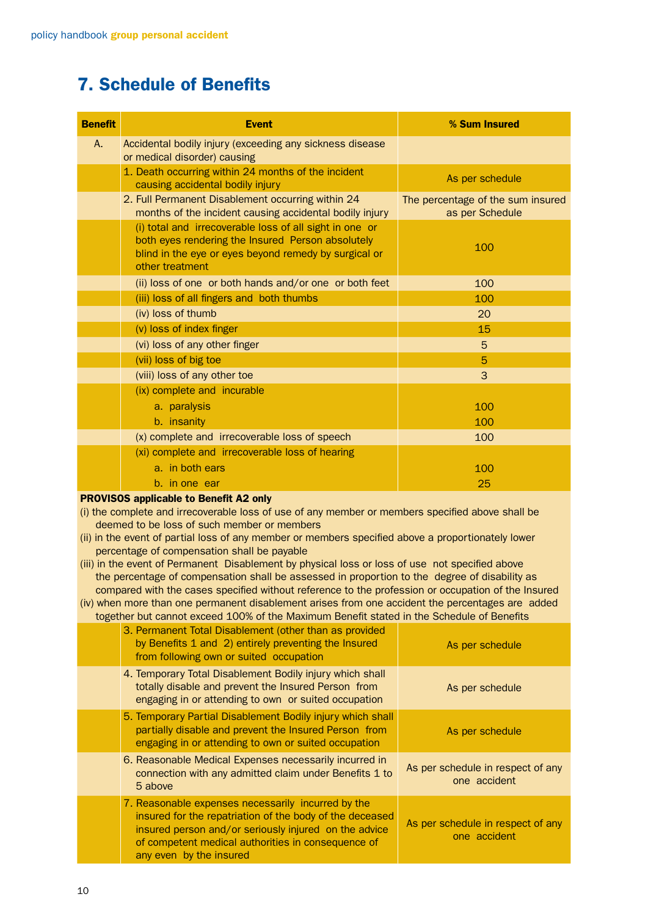# 7. Schedule of Benefits

| Benefit | Event | % Sum Insured |
|---|---|---|
| A. | Accidental bodily injury (exceeding any sickness disease or medical disorder) causing | |
| | 1. Death occurring within 24 months of the incident causing accidental bodily injury | As per schedule |
| | 2. Full Permanent Disablement occurring within 24 months of the incident causing accidental bodily injury | The percentage of the sum insured as per Schedule |
| | (i) total and irrecoverable loss of all sight in one or both eyes rendering the Insured Person absolutely blind in the eye or eyes beyond remedy by surgical or other treatment | 100 |
| | (ii) loss of one or both hands and/or one or both feet | 100 |
| | (iii) loss of all fingers and both thumbs | 100 |
| | (iv) loss of thumb | 20 |
| | (v) loss of index finger | 15 |
| | (vi) loss of any other finger | 5 |
| | (vii) loss of big toe | 5 |
| | (viii) loss of any other toe | 3 |
| | (ix) complete and incurable | |
| | a. paralysis | 100 |
| | b. insanity | 100 |
| | (x) complete and irrecoverable loss of speech | 100 |
| | (xi) complete and irrecoverable loss of hearing | |
| | a. in both ears | 100 |
| | b. in one ear | 25 |

**PROVISOS applicable to Benefit A2 only**

(i) the complete and irrecoverable loss of use of any member or members specified above shall be deemed to be loss of such member or members

(ii) in the event of partial loss of any member or members specified above a proportionately lower percentage of compensation shall be payable

(iii) in the event of Permanent Disablement by physical loss or loss of use not specified above the percentage of compensation shall be assessed in proportion to the degree of disability as compared with the cases specified without reference to the profession or occupation of the Insured

(iv) when more than one permanent disablement arises from one accident the percentages are added together but cannot exceed 100% of the Maximum Benefit stated in the Schedule of Benefits

| Benefit | Event | % Sum Insured |
|---|---|---|
| | 3. Permanent Total Disablement (other than as provided by Benefits 1 and 2) entirely preventing the Insured from following own or suited occupation | As per schedule |
| | 4. Temporary Total Disablement Bodily injury which shall totally disable and prevent the Insured Person from engaging in or attending to own or suited occupation | As per schedule |
| | 5. Temporary Partial Disablement Bodily injury which shall partially disable and prevent the Insured Person from engaging in or attending to own or suited occupation | As per schedule |
| | 6. Reasonable Medical Expenses necessarily incurred in connection with any admitted claim under Benefits 1 to 5 above | As per schedule in respect of any one accident |
| | 7. Reasonable expenses necessarily incurred by the insured for the repatriation of the body of the deceased insured person and/or seriously injured on the advice of competent medical authorities in consequence of any even by the insured | As per schedule in respect of any one accident |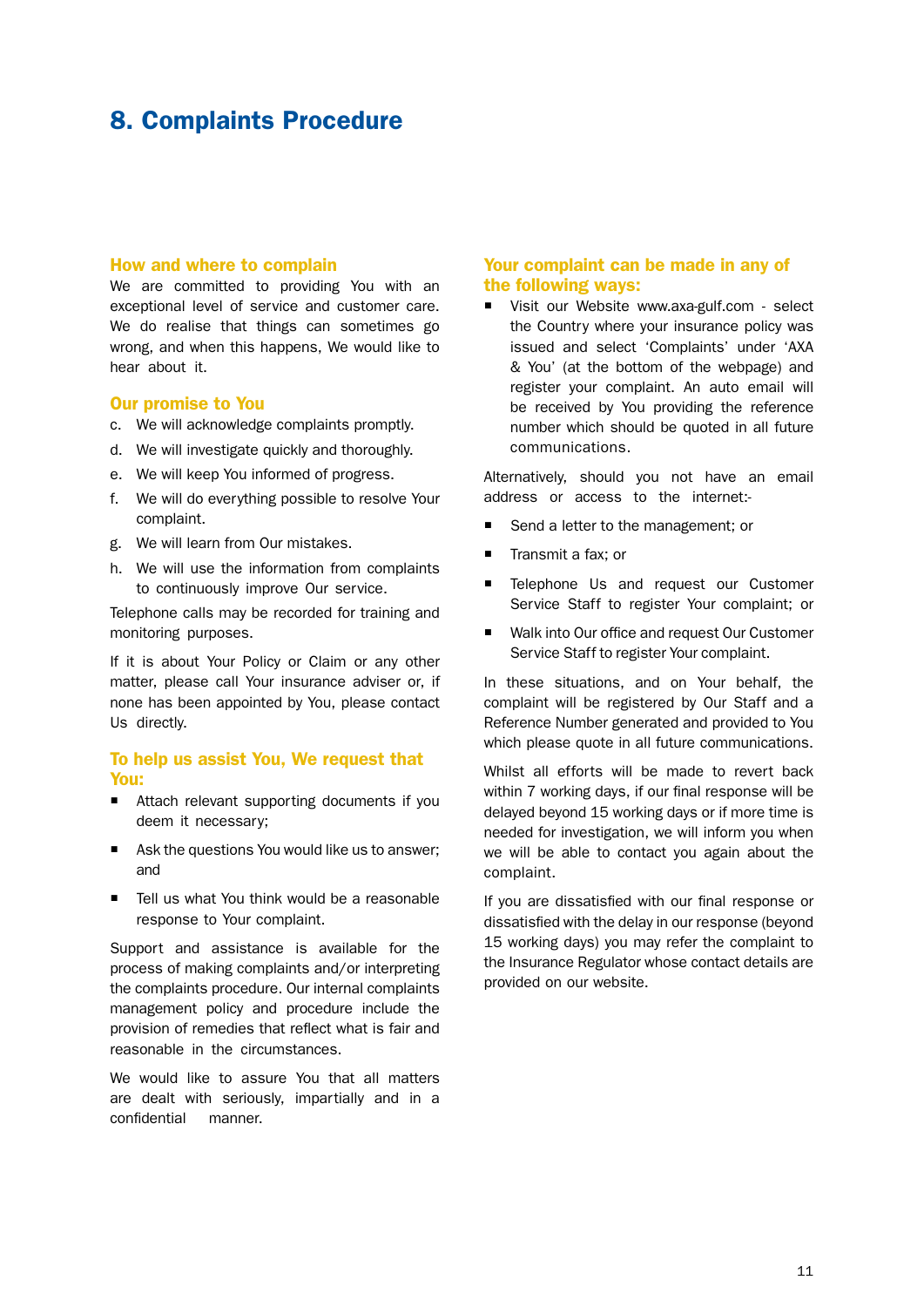# 8. Complaints Procedure

### How and where to complain

We are committed to providing You with an exceptional level of service and customer care. We do realise that things can sometimes go wrong, and when this happens, We would like to hear about it.

### Our promise to You

c. We will acknowledge complaints promptly.

d. We will investigate quickly and thoroughly.

e. We will keep You informed of progress.

f. We will do everything possible to resolve Your complaint.

g. We will learn from Our mistakes.

h. We will use the information from complaints to continuously improve Our service.

Telephone calls may be recorded for training and monitoring purposes.

If it is about Your Policy or Claim or any other matter, please call Your insurance adviser or, if none has been appointed by You, please contact Us directly.

### To help us assist You, We request that You:

- Attach relevant supporting documents if you deem it necessary;
- Ask the questions You would like us to answer; and
- Tell us what You think would be a reasonable response to Your complaint.

Support and assistance is available for the process of making complaints and/or interpreting the complaints procedure. Our internal complaints management policy and procedure include the provision of remedies that reflect what is fair and reasonable in the circumstances.

We would like to assure You that all matters are dealt with seriously, impartially and in a confidential manner.

### Your complaint can be made in any of the following ways:

- Visit our Website www.axa-gulf.com - select the Country where your insurance policy was issued and select 'Complaints' under 'AXA & You' (at the bottom of the webpage) and register your complaint. An auto email will be received by You providing the reference number which should be quoted in all future communications.

Alternatively, should you not have an email address or access to the internet:-

- Send a letter to the management; or
- Transmit a fax; or
- Telephone Us and request our Customer Service Staff to register Your complaint; or
- Walk into Our office and request Our Customer Service Staff to register Your complaint.

In these situations, and on Your behalf, the complaint will be registered by Our Staff and a Reference Number generated and provided to You which please quote in all future communications.

Whilst all efforts will be made to revert back within 7 working days, if our final response will be delayed beyond 15 working days or if more time is needed for investigation, we will inform you when we will be able to contact you again about the complaint.

If you are dissatisfied with our final response or dissatisfied with the delay in our response (beyond 15 working days) you may refer the complaint to the Insurance Regulator whose contact details are provided on our website.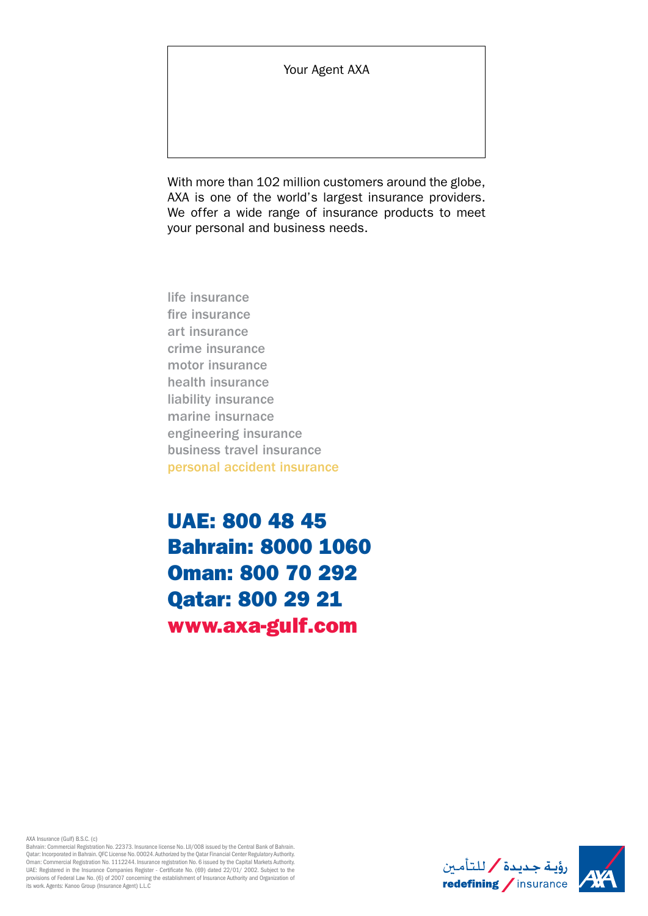Your Agent AXA

With more than 102 million customers around the globe, AXA is one of the world's largest insurance providers. We offer a wide range of insurance products to meet your personal and business needs.

life insurance
fire insurance
art insurance
crime insurance
motor insurance
health insurance
liability insurance
marine insurnace
engineering insurance
business travel insurance
personal accident insurance

**UAE: 800 48 45**
**Bahrain: 8000 1060**
**Oman: 800 70 292**
**Qatar: 800 29 21**
**www.axa-gulf.com**

AXA Insurance (Gulf) B.S.C. (c)
Bahrain: Commercial Registration No. 22373. Insurance license No. LII/008 issued by the Central Bank of Bahrain.
Qatar: Incorporated in Bahrain. QFC License No. 00024. Authorized by the Qatar Financial Center Regulatory Authority.
Oman: Commercial Registration No. 1112244. Insurance registration No. 6 issued by the Capital Markets Authority.
UAE: Registered in the Insurance Companies Register - Certificate No. (69) dated 22/01/ 2002. Subject to the provisions of Federal Law No. (6) of 2007 concerning the establishment of Insurance Authority and Organization of its work. Agents: Kanoo Group (Insurance Agent) L.L.C

رؤية جديدة / للتأمين
redefining / insurance
AXA